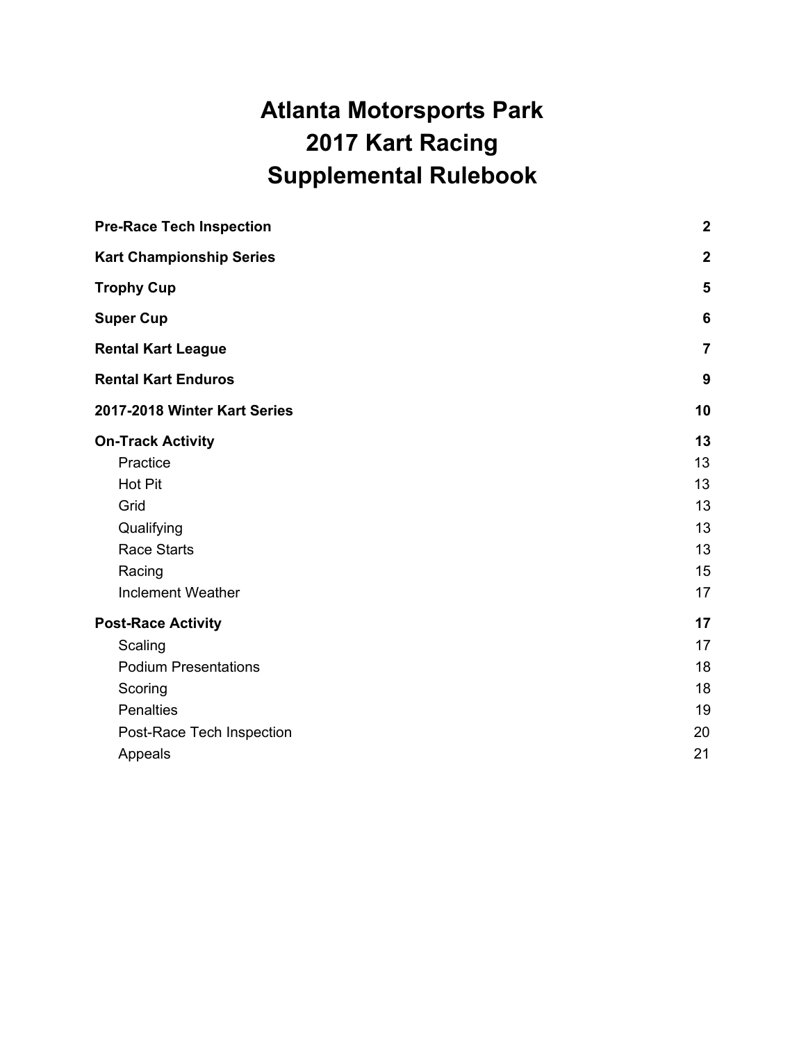# Atlanta Motorsports Park
# 2017 Kart Racing
# Supplemental Rulebook

| | |
|---|---|
| **Pre-Race Tech Inspection** | **2** |
| **Kart Championship Series** | **2** |
| **Trophy Cup** | **5** |
| **Super Cup** | **6** |
| **Rental Kart League** | **7** |
| **Rental Kart Enduros** | **9** |
| **2017-2018 Winter Kart Series** | **10** |
| **On-Track Activity** | **13** |
| Practice | 13 |
| Hot Pit | 13 |
| Grid | 13 |
| Qualifying | 13 |
| Race Starts | 13 |
| Racing | 15 |
| Inclement Weather | 17 |
| **Post-Race Activity** | **17** |
| Scaling | 17 |
| Podium Presentations | 18 |
| Scoring | 18 |
| Penalties | 19 |
| Post-Race Tech Inspection | 20 |
| Appeals | 21 |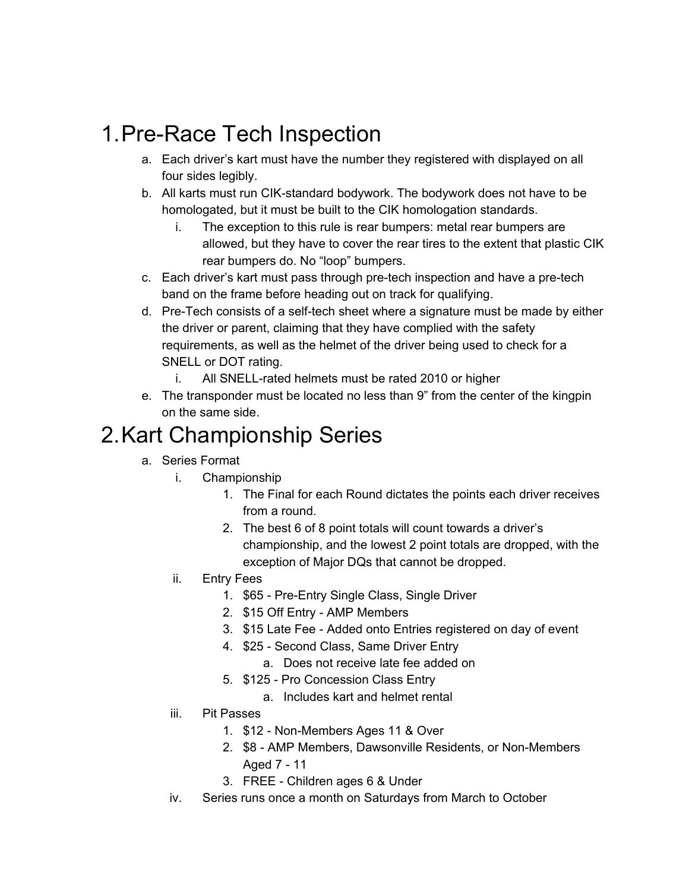# 1. Pre-Race Tech Inspection

a. Each driver's kart must have the number they registered with displayed on all four sides legibly.
b. All karts must run CIK-standard bodywork. The bodywork does not have to be homologated, but it must be built to the CIK homologation standards.
    i. The exception to this rule is rear bumpers: metal rear bumpers are allowed, but they have to cover the rear tires to the extent that plastic CIK rear bumpers do. No "loop" bumpers.
c. Each driver's kart must pass through pre-tech inspection and have a pre-tech band on the frame before heading out on track for qualifying.
d. Pre-Tech consists of a self-tech sheet where a signature must be made by either the driver or parent, claiming that they have complied with the safety requirements, as well as the helmet of the driver being used to check for a SNELL or DOT rating.
    i. All SNELL-rated helmets must be rated 2010 or higher
e. The transponder must be located no less than 9" from the center of the kingpin on the same side.

# 2. Kart Championship Series

a. Series Format
    i. Championship
        1. The Final for each Round dictates the points each driver receives from a round.
        2. The best 6 of 8 point totals will count towards a driver's championship, and the lowest 2 point totals are dropped, with the exception of Major DQs that cannot be dropped.
    ii. Entry Fees
        1. $65 - Pre-Entry Single Class, Single Driver
        2. $15 Off Entry - AMP Members
        3. $15 Late Fee - Added onto Entries registered on day of event
        4. $25 - Second Class, Same Driver Entry
            a. Does not receive late fee added on
        5. $125 - Pro Concession Class Entry
            a. Includes kart and helmet rental
    iii. Pit Passes
        1. $12 - Non-Members Ages 11 & Over
        2. $8 - AMP Members, Dawsonville Residents, or Non-Members Aged 7 - 11
        3. FREE - Children ages 6 & Under
    iv. Series runs once a month on Saturdays from March to October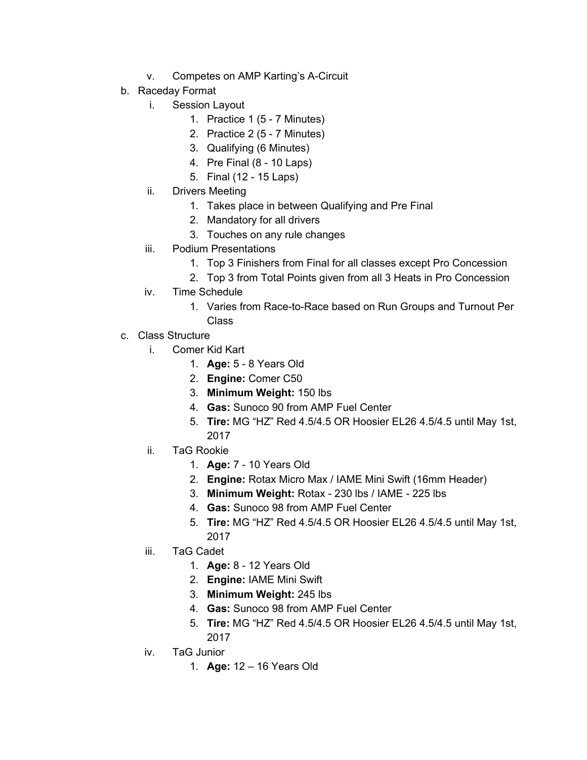v. Competes on AMP Karting's A-Circuit

b. Raceday Format
   i. Session Layout
      1. Practice 1 (5 - 7 Minutes)
      2. Practice 2 (5 - 7 Minutes)
      3. Qualifying (6 Minutes)
      4. Pre Final (8 - 10 Laps)
      5. Final (12 - 15 Laps)
   ii. Drivers Meeting
      1. Takes place in between Qualifying and Pre Final
      2. Mandatory for all drivers
      3. Touches on any rule changes
   iii. Podium Presentations
      1. Top 3 Finishers from Final for all classes except Pro Concession
      2. Top 3 from Total Points given from all 3 Heats in Pro Concession
   iv. Time Schedule
      1. Varies from Race-to-Race based on Run Groups and Turnout Per Class

c. Class Structure
   i. Comer Kid Kart
      1. **Age:** 5 - 8 Years Old
      2. **Engine:** Comer C50
      3. **Minimum Weight:** 150 lbs
      4. **Gas:** Sunoco 90 from AMP Fuel Center
      5. **Tire:** MG "HZ" Red 4.5/4.5 OR Hoosier EL26 4.5/4.5 until May 1st, 2017
   ii. TaG Rookie
      1. **Age:** 7 - 10 Years Old
      2. **Engine:** Rotax Micro Max / IAME Mini Swift (16mm Header)
      3. **Minimum Weight:** Rotax - 230 lbs / IAME - 225 lbs
      4. **Gas:** Sunoco 98 from AMP Fuel Center
      5. **Tire:** MG "HZ" Red 4.5/4.5 OR Hoosier EL26 4.5/4.5 until May 1st, 2017
   iii. TaG Cadet
      1. **Age:** 8 - 12 Years Old
      2. **Engine:** IAME Mini Swift
      3. **Minimum Weight:** 245 lbs
      4. **Gas:** Sunoco 98 from AMP Fuel Center
      5. **Tire:** MG "HZ" Red 4.5/4.5 OR Hoosier EL26 4.5/4.5 until May 1st, 2017
   iv. TaG Junior
      1. **Age:** 12 – 16 Years Old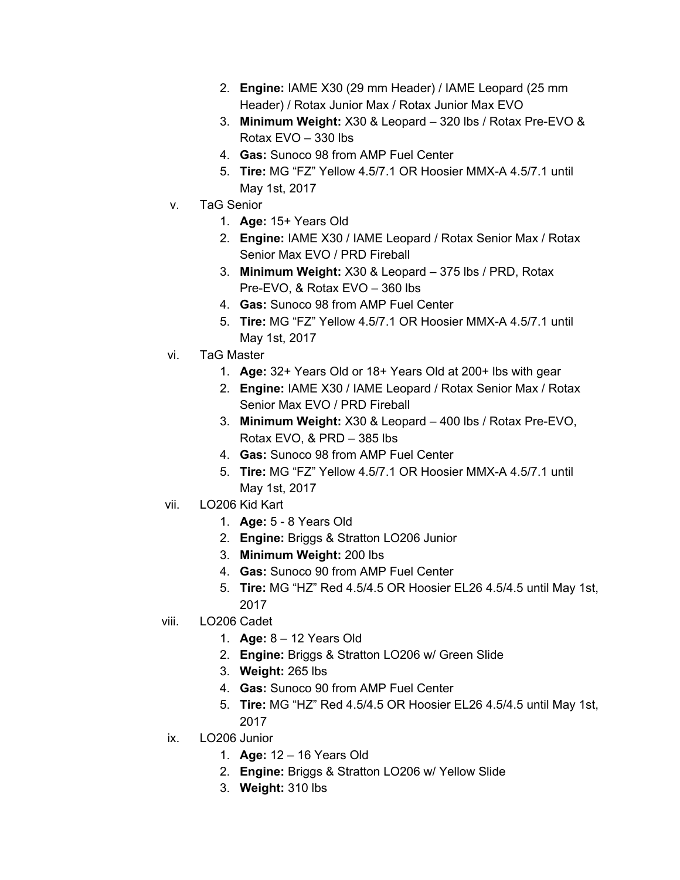2. **Engine:** IAME X30 (29 mm Header) / IAME Leopard (25 mm Header) / Rotax Junior Max / Rotax Junior Max EVO
3. **Minimum Weight:** X30 & Leopard – 320 lbs / Rotax Pre-EVO & Rotax EVO – 330 lbs
4. **Gas:** Sunoco 98 from AMP Fuel Center
5. **Tire:** MG “FZ” Yellow 4.5/7.1 OR Hoosier MMX-A 4.5/7.1 until May 1st, 2017

v. TaG Senior

1. **Age:** 15+ Years Old
2. **Engine:** IAME X30 / IAME Leopard / Rotax Senior Max / Rotax Senior Max EVO / PRD Fireball
3. **Minimum Weight:** X30 & Leopard – 375 lbs / PRD, Rotax Pre-EVO, & Rotax EVO – 360 lbs
4. **Gas:** Sunoco 98 from AMP Fuel Center
5. **Tire:** MG “FZ” Yellow 4.5/7.1 OR Hoosier MMX-A 4.5/7.1 until May 1st, 2017

vi. TaG Master

1. **Age:** 32+ Years Old or 18+ Years Old at 200+ lbs with gear
2. **Engine:** IAME X30 / IAME Leopard / Rotax Senior Max / Rotax Senior Max EVO / PRD Fireball
3. **Minimum Weight:** X30 & Leopard – 400 lbs / Rotax Pre-EVO, Rotax EVO, & PRD – 385 lbs
4. **Gas:** Sunoco 98 from AMP Fuel Center
5. **Tire:** MG “FZ” Yellow 4.5/7.1 OR Hoosier MMX-A 4.5/7.1 until May 1st, 2017

vii. LO206 Kid Kart

1. **Age:** 5 - 8 Years Old
2. **Engine:** Briggs & Stratton LO206 Junior
3. **Minimum Weight:** 200 lbs
4. **Gas:** Sunoco 90 from AMP Fuel Center
5. **Tire:** MG “HZ” Red 4.5/4.5 OR Hoosier EL26 4.5/4.5 until May 1st, 2017

viii. LO206 Cadet

1. **Age:** 8 – 12 Years Old
2. **Engine:** Briggs & Stratton LO206 w/ Green Slide
3. **Weight:** 265 lbs
4. **Gas:** Sunoco 90 from AMP Fuel Center
5. **Tire:** MG “HZ” Red 4.5/4.5 OR Hoosier EL26 4.5/4.5 until May 1st, 2017

ix. LO206 Junior

1. **Age:** 12 – 16 Years Old
2. **Engine:** Briggs & Stratton LO206 w/ Yellow Slide
3. **Weight:** 310 lbs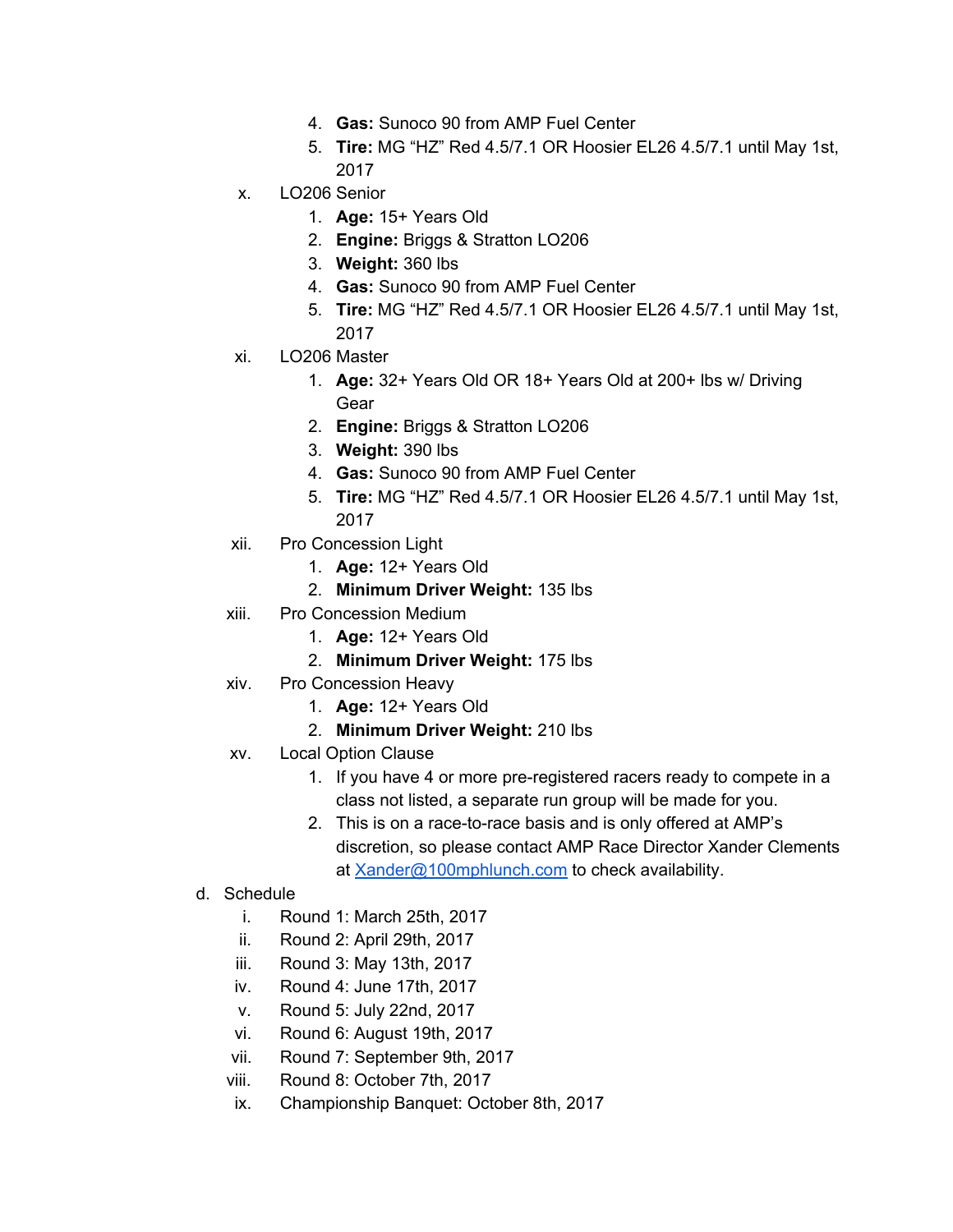4. **Gas:** Sunoco 90 from AMP Fuel Center
5. **Tire:** MG “HZ” Red 4.5/7.1 OR Hoosier EL26 4.5/7.1 until May 1st, 2017

x. LO206 Senior
   1. **Age:** 15+ Years Old
   2. **Engine:** Briggs & Stratton LO206
   3. **Weight:** 360 lbs
   4. **Gas:** Sunoco 90 from AMP Fuel Center
   5. **Tire:** MG “HZ” Red 4.5/7.1 OR Hoosier EL26 4.5/7.1 until May 1st, 2017

xi. LO206 Master
   1. **Age:** 32+ Years Old OR 18+ Years Old at 200+ lbs w/ Driving Gear
   2. **Engine:** Briggs & Stratton LO206
   3. **Weight:** 390 lbs
   4. **Gas:** Sunoco 90 from AMP Fuel Center
   5. **Tire:** MG “HZ” Red 4.5/7.1 OR Hoosier EL26 4.5/7.1 until May 1st, 2017

xii. Pro Concession Light
   1. **Age:** 12+ Years Old
   2. **Minimum Driver Weight:** 135 lbs

xiii. Pro Concession Medium
   1. **Age:** 12+ Years Old
   2. **Minimum Driver Weight:** 175 lbs

xiv. Pro Concession Heavy
   1. **Age:** 12+ Years Old
   2. **Minimum Driver Weight:** 210 lbs

xv. Local Option Clause
   1. If you have 4 or more pre-registered racers ready to compete in a class not listed, a separate run group will be made for you.
   2. This is on a race-to-race basis and is only offered at AMP’s discretion, so please contact AMP Race Director Xander Clements at Xander@100mphlunch.com to check availability.

d. Schedule
   i. Round 1: March 25th, 2017
   ii. Round 2: April 29th, 2017
   iii. Round 3: May 13th, 2017
   iv. Round 4: June 17th, 2017
   v. Round 5: July 22nd, 2017
   vi. Round 6: August 19th, 2017
   vii. Round 7: September 9th, 2017
   viii. Round 8: October 7th, 2017
   ix. Championship Banquet: October 8th, 2017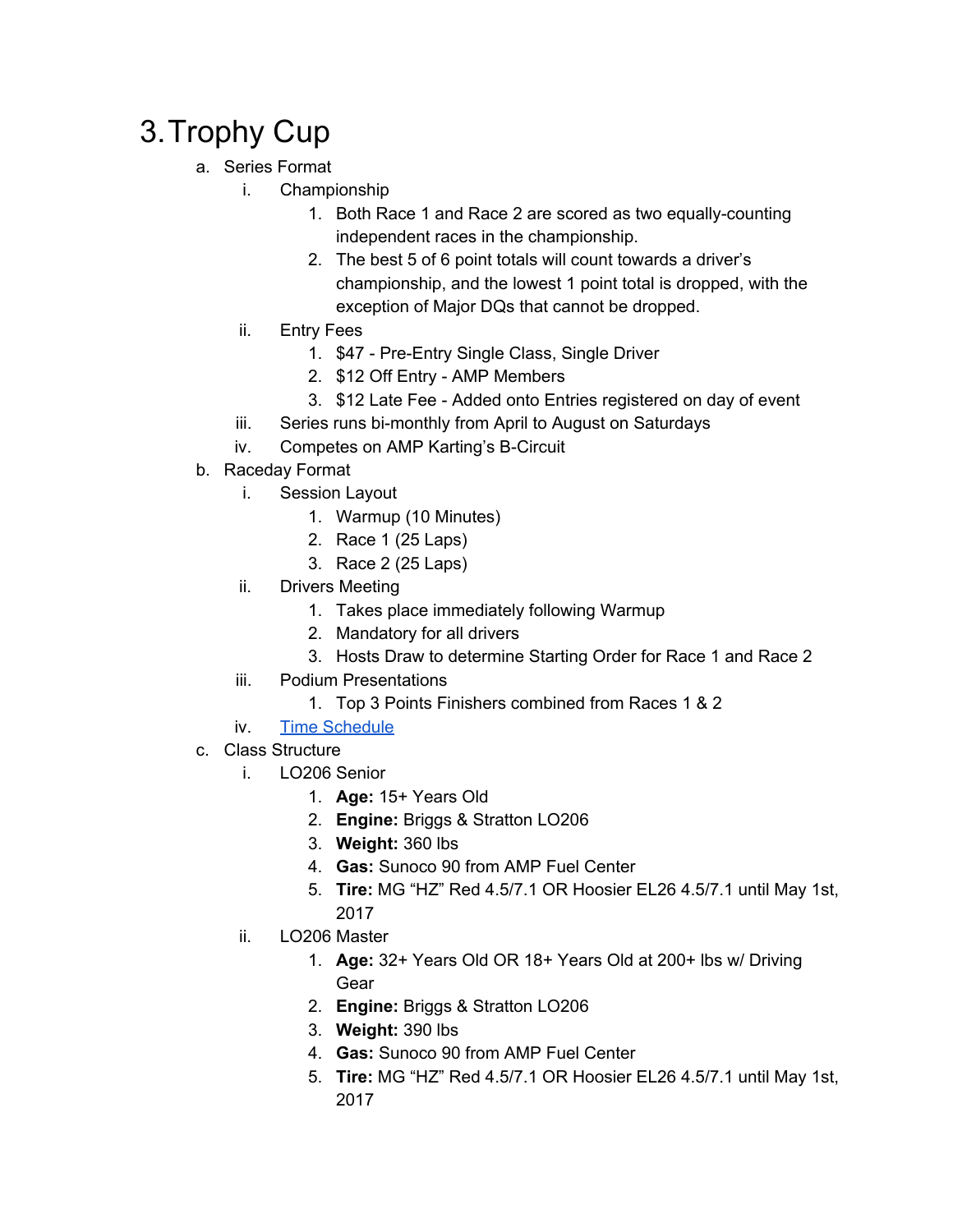# 3. Trophy Cup

a. Series Format
   i. Championship
      1. Both Race 1 and Race 2 are scored as two equally-counting independent races in the championship.
      2. The best 5 of 6 point totals will count towards a driver's championship, and the lowest 1 point total is dropped, with the exception of Major DQs that cannot be dropped.
   ii. Entry Fees
      1. $47 - Pre-Entry Single Class, Single Driver
      2. $12 Off Entry - AMP Members
      3. $12 Late Fee - Added onto Entries registered on day of event
   iii. Series runs bi-monthly from April to August on Saturdays
   iv. Competes on AMP Karting's B-Circuit

b. Raceday Format
   i. Session Layout
      1. Warmup (10 Minutes)
      2. Race 1 (25 Laps)
      3. Race 2 (25 Laps)
   ii. Drivers Meeting
      1. Takes place immediately following Warmup
      2. Mandatory for all drivers
      3. Hosts Draw to determine Starting Order for Race 1 and Race 2
   iii. Podium Presentations
      1. Top 3 Points Finishers combined from Races 1 & 2
   iv. Time Schedule

c. Class Structure
   i. LO206 Senior
      1. **Age:** 15+ Years Old
      2. **Engine:** Briggs & Stratton LO206
      3. **Weight:** 360 lbs
      4. **Gas:** Sunoco 90 from AMP Fuel Center
      5. **Tire:** MG "HZ" Red 4.5/7.1 OR Hoosier EL26 4.5/7.1 until May 1st, 2017
   ii. LO206 Master
      1. **Age:** 32+ Years Old OR 18+ Years Old at 200+ lbs w/ Driving Gear
      2. **Engine:** Briggs & Stratton LO206
      3. **Weight:** 390 lbs
      4. **Gas:** Sunoco 90 from AMP Fuel Center
      5. **Tire:** MG "HZ" Red 4.5/7.1 OR Hoosier EL26 4.5/7.1 until May 1st, 2017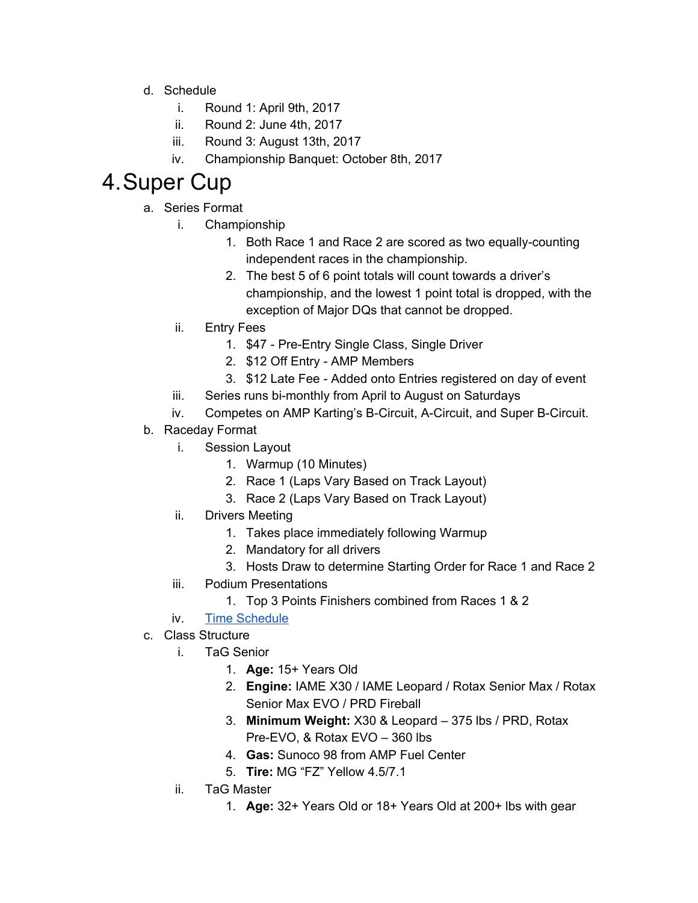d. Schedule
    i. Round 1: April 9th, 2017
    ii. Round 2: June 4th, 2017
    iii. Round 3: August 13th, 2017
    iv. Championship Banquet: October 8th, 2017

# 4. Super Cup

a. Series Format
    i. Championship
        1. Both Race 1 and Race 2 are scored as two equally-counting independent races in the championship.
        2. The best 5 of 6 point totals will count towards a driver's championship, and the lowest 1 point total is dropped, with the exception of Major DQs that cannot be dropped.
    ii. Entry Fees
        1. $47 - Pre-Entry Single Class, Single Driver
        2. $12 Off Entry - AMP Members
        3. $12 Late Fee - Added onto Entries registered on day of event
    iii. Series runs bi-monthly from April to August on Saturdays
    iv. Competes on AMP Karting's B-Circuit, A-Circuit, and Super B-Circuit.

b. Raceday Format
    i. Session Layout
        1. Warmup (10 Minutes)
        2. Race 1 (Laps Vary Based on Track Layout)
        3. Race 2 (Laps Vary Based on Track Layout)
    ii. Drivers Meeting
        1. Takes place immediately following Warmup
        2. Mandatory for all drivers
        3. Hosts Draw to determine Starting Order for Race 1 and Race 2
    iii. Podium Presentations
        1. Top 3 Points Finishers combined from Races 1 & 2
    iv. Time Schedule

c. Class Structure
    i. TaG Senior
        1. **Age:** 15+ Years Old
        2. **Engine:** IAME X30 / IAME Leopard / Rotax Senior Max / Rotax Senior Max EVO / PRD Fireball
        3. **Minimum Weight:** X30 & Leopard – 375 lbs / PRD, Rotax Pre-EVO, & Rotax EVO – 360 lbs
        4. **Gas:** Sunoco 98 from AMP Fuel Center
        5. **Tire:** MG "FZ" Yellow 4.5/7.1
    ii. TaG Master
        1. **Age:** 32+ Years Old or 18+ Years Old at 200+ lbs with gear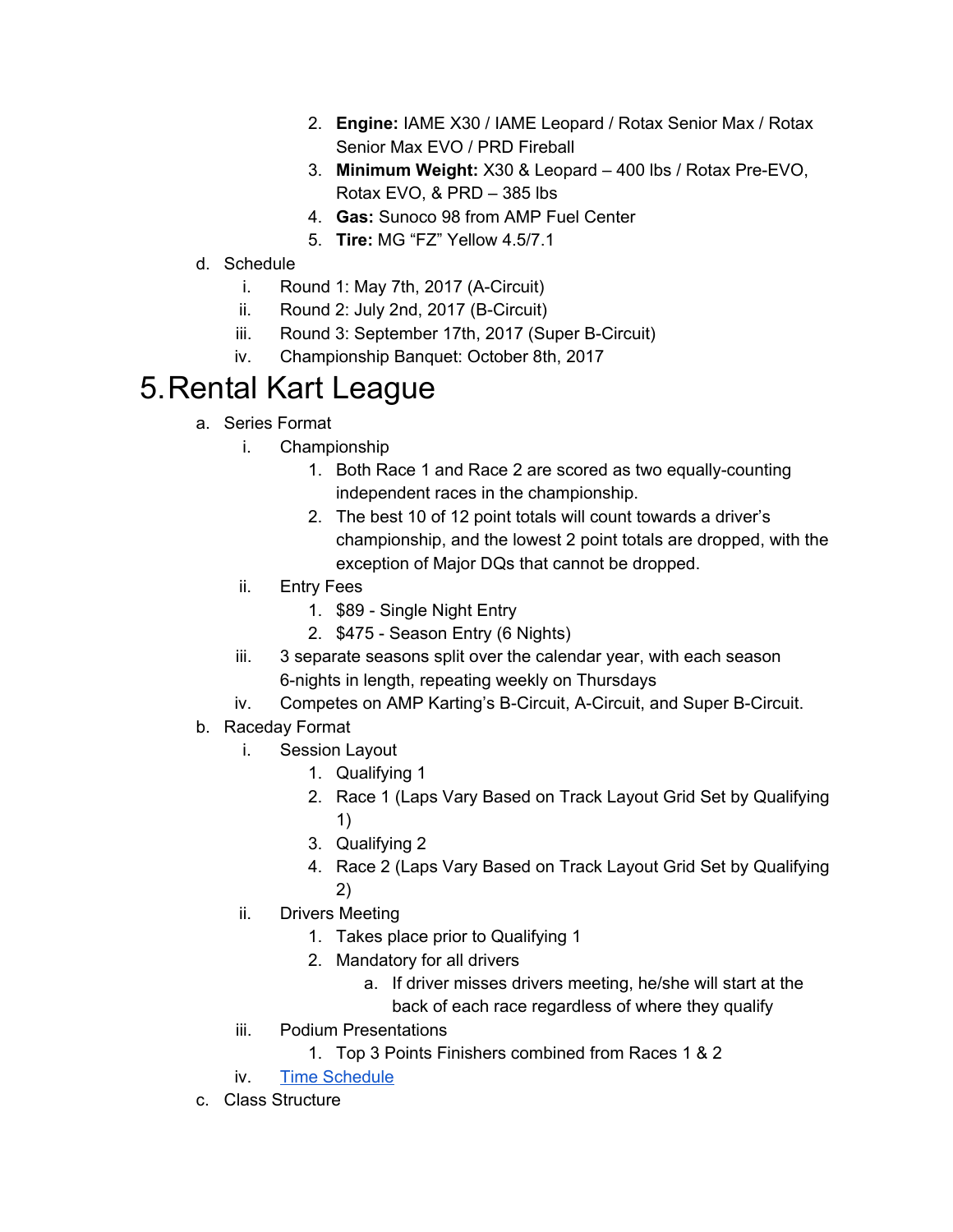2. **Engine:** IAME X30 / IAME Leopard / Rotax Senior Max / Rotax Senior Max EVO / PRD Fireball
3. **Minimum Weight:** X30 & Leopard – 400 lbs / Rotax Pre-EVO, Rotax EVO, & PRD – 385 lbs
4. **Gas:** Sunoco 98 from AMP Fuel Center
5. **Tire:** MG "FZ" Yellow 4.5/7.1

d. Schedule
   i. Round 1: May 7th, 2017 (A-Circuit)
   ii. Round 2: July 2nd, 2017 (B-Circuit)
   iii. Round 3: September 17th, 2017 (Super B-Circuit)
   iv. Championship Banquet: October 8th, 2017

# 5. Rental Kart League

a. Series Format
   i. Championship
      1. Both Race 1 and Race 2 are scored as two equally-counting independent races in the championship.
      2. The best 10 of 12 point totals will count towards a driver's championship, and the lowest 2 point totals are dropped, with the exception of Major DQs that cannot be dropped.
   ii. Entry Fees
      1. $89 - Single Night Entry
      2. $475 - Season Entry (6 Nights)
   iii. 3 separate seasons split over the calendar year, with each season 6-nights in length, repeating weekly on Thursdays
   iv. Competes on AMP Karting's B-Circuit, A-Circuit, and Super B-Circuit.

b. Raceday Format
   i. Session Layout
      1. Qualifying 1
      2. Race 1 (Laps Vary Based on Track Layout Grid Set by Qualifying 1)
      3. Qualifying 2
      4. Race 2 (Laps Vary Based on Track Layout Grid Set by Qualifying 2)
   ii. Drivers Meeting
      1. Takes place prior to Qualifying 1
      2. Mandatory for all drivers
         a. If driver misses drivers meeting, he/she will start at the back of each race regardless of where they qualify
   iii. Podium Presentations
      1. Top 3 Points Finishers combined from Races 1 & 2
   iv. Time Schedule

c. Class Structure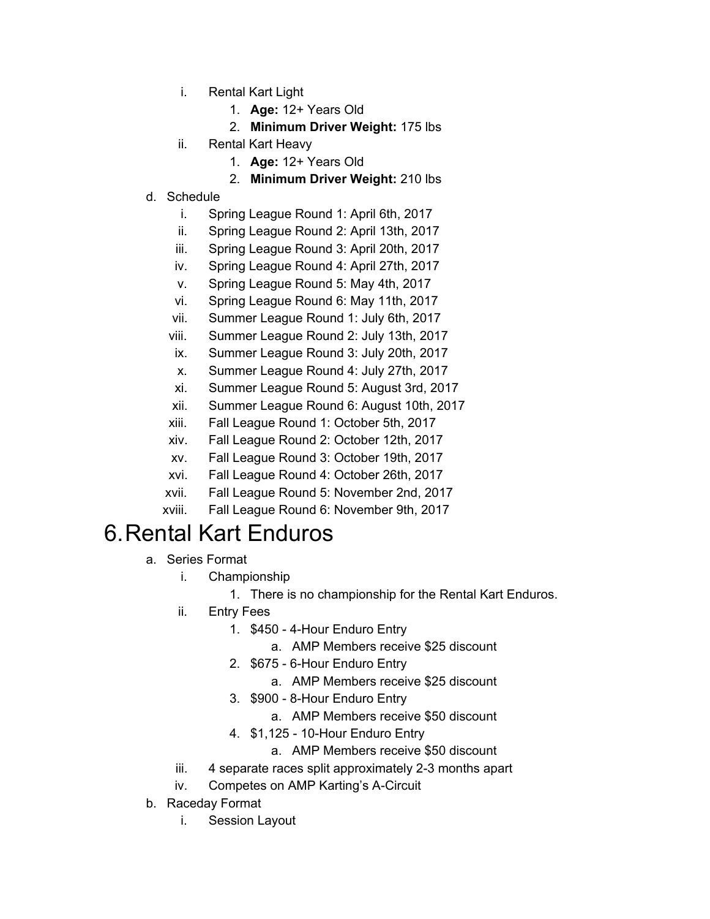i. Rental Kart Light
   1. **Age:** 12+ Years Old
   2. **Minimum Driver Weight:** 175 lbs

ii. Rental Kart Heavy
   1. **Age:** 12+ Years Old
   2. **Minimum Driver Weight:** 210 lbs

d. Schedule

   i. Spring League Round 1: April 6th, 2017
   ii. Spring League Round 2: April 13th, 2017
   iii. Spring League Round 3: April 20th, 2017
   iv. Spring League Round 4: April 27th, 2017
   v. Spring League Round 5: May 4th, 2017
   vi. Spring League Round 6: May 11th, 2017
   vii. Summer League Round 1: July 6th, 2017
   viii. Summer League Round 2: July 13th, 2017
   ix. Summer League Round 3: July 20th, 2017
   x. Summer League Round 4: July 27th, 2017
   xi. Summer League Round 5: August 3rd, 2017
   xii. Summer League Round 6: August 10th, 2017
   xiii. Fall League Round 1: October 5th, 2017
   xiv. Fall League Round 2: October 12th, 2017
   xv. Fall League Round 3: October 19th, 2017
   xvi. Fall League Round 4: October 26th, 2017
   xvii. Fall League Round 5: November 2nd, 2017
   xviii. Fall League Round 6: November 9th, 2017

# 6. Rental Kart Enduros

a. Series Format

   i. Championship
      1. There is no championship for the Rental Kart Enduros.

   ii. Entry Fees
      1. $450 - 4-Hour Enduro Entry
         a. AMP Members receive $25 discount
      2. $675 - 6-Hour Enduro Entry
         a. AMP Members receive $25 discount
      3. $900 - 8-Hour Enduro Entry
         a. AMP Members receive $50 discount
      4. $1,125 - 10-Hour Enduro Entry
         a. AMP Members receive $50 discount

   iii. 4 separate races split approximately 2-3 months apart

   iv. Competes on AMP Karting's A-Circuit

b. Raceday Format

   i. Session Layout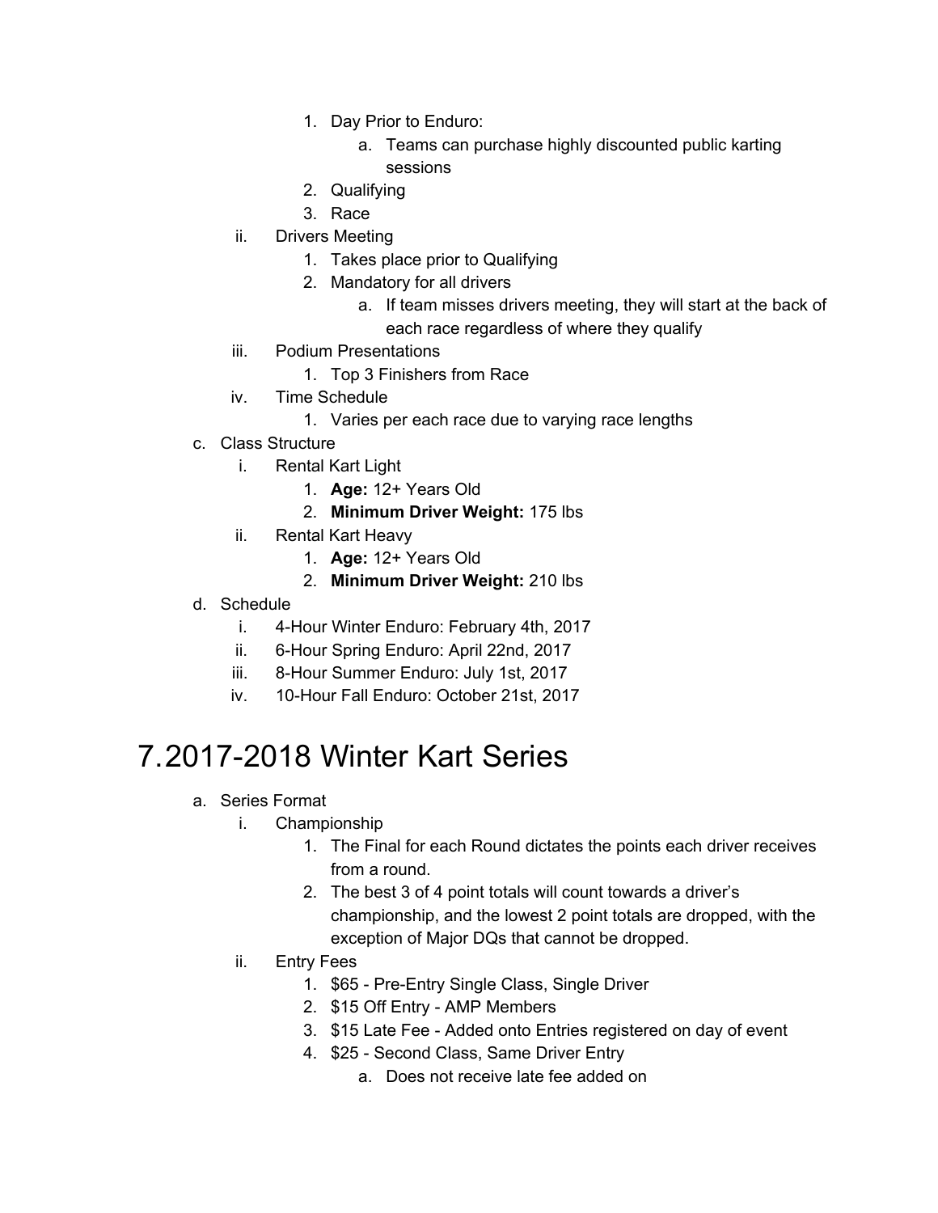1. Day Prior to Enduro:
    a. Teams can purchase highly discounted public karting sessions
2. Qualifying
3. Race

ii. Drivers Meeting
1. Takes place prior to Qualifying
2. Mandatory for all drivers
    a. If team misses drivers meeting, they will start at the back of each race regardless of where they qualify

iii. Podium Presentations
1. Top 3 Finishers from Race

iv. Time Schedule
1. Varies per each race due to varying race lengths

c. Class Structure

i. Rental Kart Light
1. **Age:** 12+ Years Old
2. **Minimum Driver Weight:** 175 lbs

ii. Rental Kart Heavy
1. **Age:** 12+ Years Old
2. **Minimum Driver Weight:** 210 lbs

d. Schedule

i. 4-Hour Winter Enduro: February 4th, 2017

ii. 6-Hour Spring Enduro: April 22nd, 2017

iii. 8-Hour Summer Enduro: July 1st, 2017

iv. 10-Hour Fall Enduro: October 21st, 2017

# 7. 2017-2018 Winter Kart Series

a. Series Format

i. Championship
1. The Final for each Round dictates the points each driver receives from a round.
2. The best 3 of 4 point totals will count towards a driver's championship, and the lowest 2 point totals are dropped, with the exception of Major DQs that cannot be dropped.

ii. Entry Fees
1. $65 - Pre-Entry Single Class, Single Driver
2. $15 Off Entry - AMP Members
3. $15 Late Fee - Added onto Entries registered on day of event
4. $25 - Second Class, Same Driver Entry
    a. Does not receive late fee added on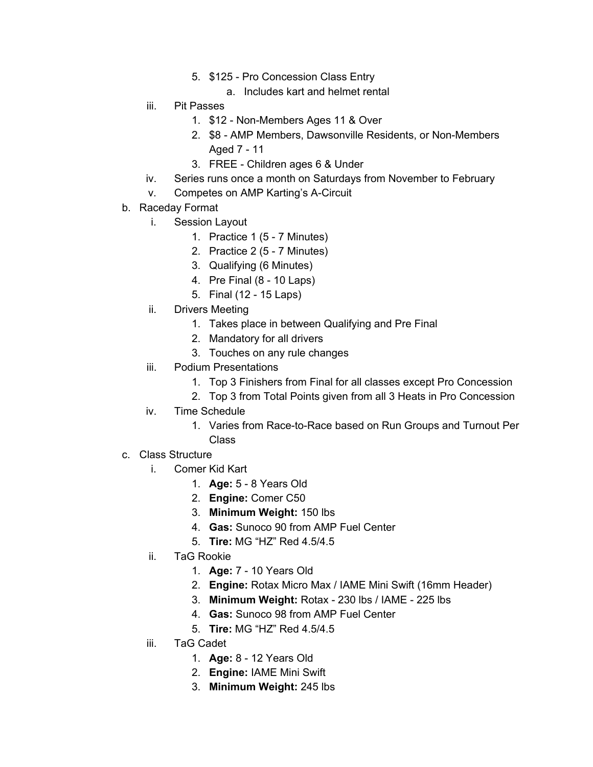5. $125 - Pro Concession Class Entry
            a. Includes kart and helmet rental
    iii. Pit Passes
        1. $12 - Non-Members Ages 11 & Over
        2. $8 - AMP Members, Dawsonville Residents, or Non-Members Aged 7 - 11
        3. FREE - Children ages 6 & Under
    iv. Series runs once a month on Saturdays from November to February
    v. Competes on AMP Karting's A-Circuit

b. Raceday Format
    i. Session Layout
        1. Practice 1 (5 - 7 Minutes)
        2. Practice 2 (5 - 7 Minutes)
        3. Qualifying (6 Minutes)
        4. Pre Final (8 - 10 Laps)
        5. Final (12 - 15 Laps)
    ii. Drivers Meeting
        1. Takes place in between Qualifying and Pre Final
        2. Mandatory for all drivers
        3. Touches on any rule changes
    iii. Podium Presentations
        1. Top 3 Finishers from Final for all classes except Pro Concession
        2. Top 3 from Total Points given from all 3 Heats in Pro Concession
    iv. Time Schedule
        1. Varies from Race-to-Race based on Run Groups and Turnout Per Class

c. Class Structure
    i. Comer Kid Kart
        1. **Age:** 5 - 8 Years Old
        2. **Engine:** Comer C50
        3. **Minimum Weight:** 150 lbs
        4. **Gas:** Sunoco 90 from AMP Fuel Center
        5. **Tire:** MG "HZ" Red 4.5/4.5
    ii. TaG Rookie
        1. **Age:** 7 - 10 Years Old
        2. **Engine:** Rotax Micro Max / IAME Mini Swift (16mm Header)
        3. **Minimum Weight:** Rotax - 230 lbs / IAME - 225 lbs
        4. **Gas:** Sunoco 98 from AMP Fuel Center
        5. **Tire:** MG "HZ" Red 4.5/4.5
    iii. TaG Cadet
        1. **Age:** 8 - 12 Years Old
        2. **Engine:** IAME Mini Swift
        3. **Minimum Weight:** 245 lbs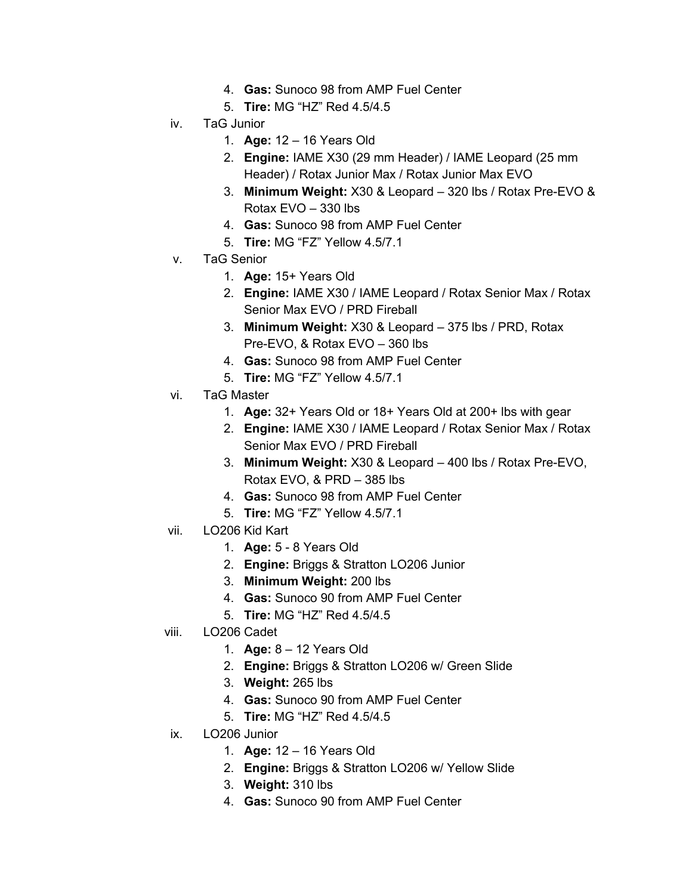4. **Gas:** Sunoco 98 from AMP Fuel Center
5. **Tire:** MG "HZ" Red 4.5/4.5

iv. TaG Junior
   1. **Age:** 12 – 16 Years Old
   2. **Engine:** IAME X30 (29 mm Header) / IAME Leopard (25 mm Header) / Rotax Junior Max / Rotax Junior Max EVO
   3. **Minimum Weight:** X30 & Leopard – 320 lbs / Rotax Pre-EVO & Rotax EVO – 330 lbs
   4. **Gas:** Sunoco 98 from AMP Fuel Center
   5. **Tire:** MG "FZ" Yellow 4.5/7.1

v. TaG Senior
   1. **Age:** 15+ Years Old
   2. **Engine:** IAME X30 / IAME Leopard / Rotax Senior Max / Rotax Senior Max EVO / PRD Fireball
   3. **Minimum Weight:** X30 & Leopard – 375 lbs / PRD, Rotax Pre-EVO, & Rotax EVO – 360 lbs
   4. **Gas:** Sunoco 98 from AMP Fuel Center
   5. **Tire:** MG "FZ" Yellow 4.5/7.1

vi. TaG Master
   1. **Age:** 32+ Years Old or 18+ Years Old at 200+ lbs with gear
   2. **Engine:** IAME X30 / IAME Leopard / Rotax Senior Max / Rotax Senior Max EVO / PRD Fireball
   3. **Minimum Weight:** X30 & Leopard – 400 lbs / Rotax Pre-EVO, Rotax EVO, & PRD – 385 lbs
   4. **Gas:** Sunoco 98 from AMP Fuel Center
   5. **Tire:** MG "FZ" Yellow 4.5/7.1

vii. LO206 Kid Kart
   1. **Age:** 5 - 8 Years Old
   2. **Engine:** Briggs & Stratton LO206 Junior
   3. **Minimum Weight:** 200 lbs
   4. **Gas:** Sunoco 90 from AMP Fuel Center
   5. **Tire:** MG "HZ" Red 4.5/4.5

viii. LO206 Cadet
   1. **Age:** 8 – 12 Years Old
   2. **Engine:** Briggs & Stratton LO206 w/ Green Slide
   3. **Weight:** 265 lbs
   4. **Gas:** Sunoco 90 from AMP Fuel Center
   5. **Tire:** MG "HZ" Red 4.5/4.5

ix. LO206 Junior
   1. **Age:** 12 – 16 Years Old
   2. **Engine:** Briggs & Stratton LO206 w/ Yellow Slide
   3. **Weight:** 310 lbs
   4. **Gas:** Sunoco 90 from AMP Fuel Center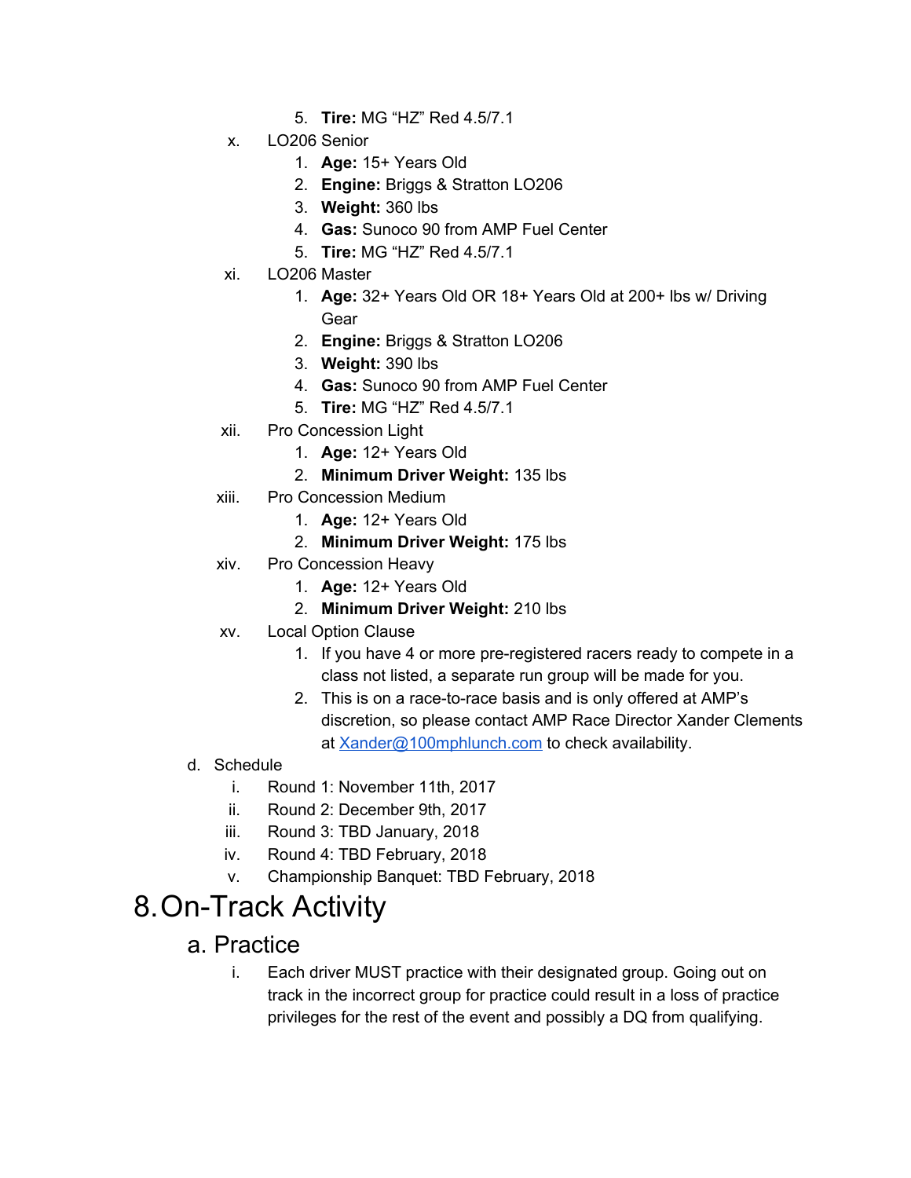5. **Tire:** MG "HZ" Red 4.5/7.1

x. LO206 Senior
   1. **Age:** 15+ Years Old
   2. **Engine:** Briggs & Stratton LO206
   3. **Weight:** 360 lbs
   4. **Gas:** Sunoco 90 from AMP Fuel Center
   5. **Tire:** MG "HZ" Red 4.5/7.1

xi. LO206 Master
   1. **Age:** 32+ Years Old OR 18+ Years Old at 200+ lbs w/ Driving Gear
   2. **Engine:** Briggs & Stratton LO206
   3. **Weight:** 390 lbs
   4. **Gas:** Sunoco 90 from AMP Fuel Center
   5. **Tire:** MG "HZ" Red 4.5/7.1

xii. Pro Concession Light
   1. **Age:** 12+ Years Old
   2. **Minimum Driver Weight:** 135 lbs

xiii. Pro Concession Medium
   1. **Age:** 12+ Years Old
   2. **Minimum Driver Weight:** 175 lbs

xiv. Pro Concession Heavy
   1. **Age:** 12+ Years Old
   2. **Minimum Driver Weight:** 210 lbs

xv. Local Option Clause
   1. If you have 4 or more pre-registered racers ready to compete in a class not listed, a separate run group will be made for you.
   2. This is on a race-to-race basis and is only offered at AMP's discretion, so please contact AMP Race Director Xander Clements at [Xander@100mphlunch.com](mailto:Xander@100mphlunch.com) to check availability.

d. Schedule

   i. Round 1: November 11th, 2017

   ii. Round 2: December 9th, 2017

   iii. Round 3: TBD January, 2018

   iv. Round 4: TBD February, 2018

   v. Championship Banquet: TBD February, 2018

# 8. On-Track Activity

## a. Practice

i. Each driver MUST practice with their designated group. Going out on track in the incorrect group for practice could result in a loss of practice privileges for the rest of the event and possibly a DQ from qualifying.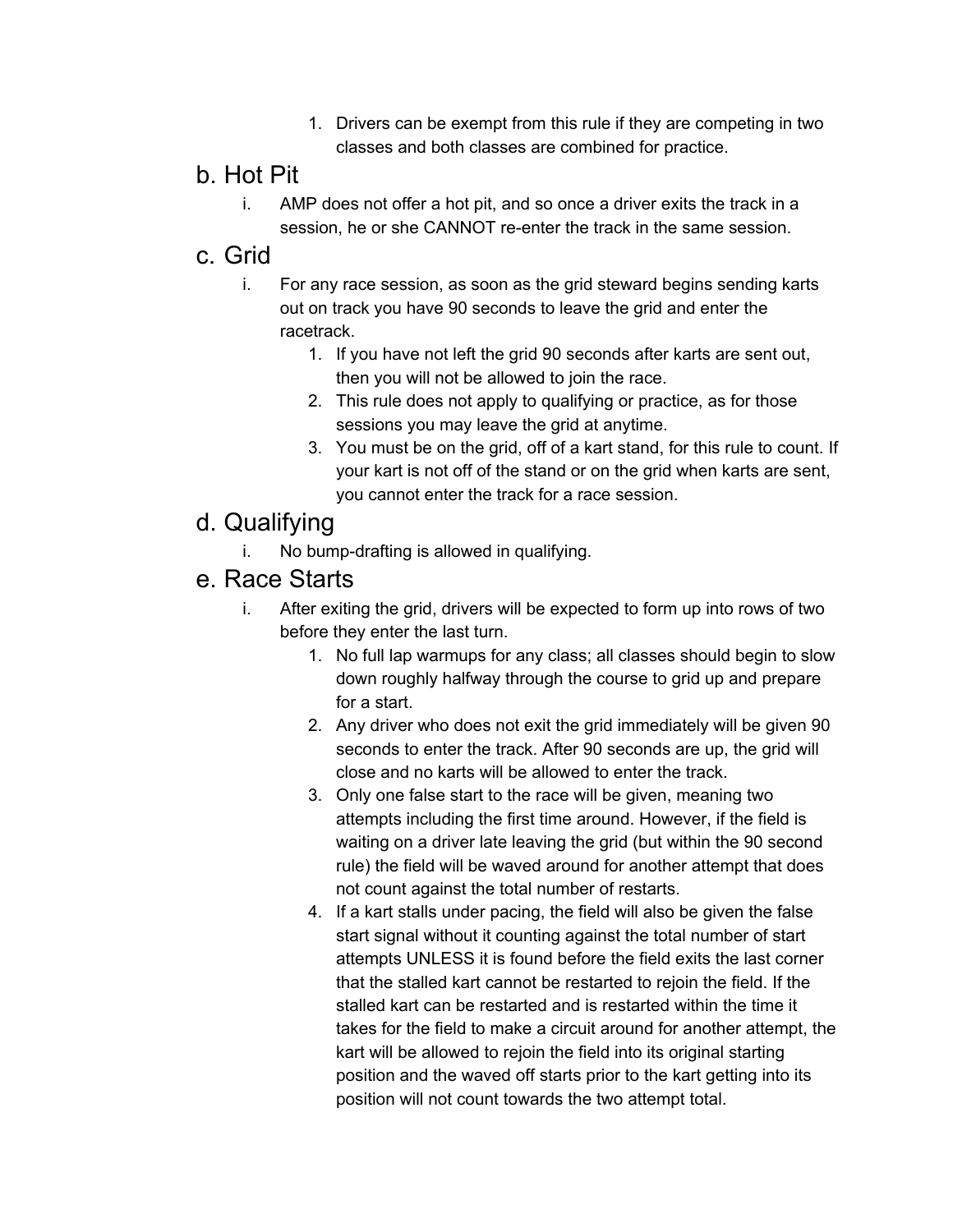1. Drivers can be exempt from this rule if they are competing in two classes and both classes are combined for practice.

## b. Hot Pit

i. AMP does not offer a hot pit, and so once a driver exits the track in a session, he or she CANNOT re-enter the track in the same session.

## c. Grid

i. For any race session, as soon as the grid steward begins sending karts out on track you have 90 seconds to leave the grid and enter the racetrack.

1. If you have not left the grid 90 seconds after karts are sent out, then you will not be allowed to join the race.
2. This rule does not apply to qualifying or practice, as for those sessions you may leave the grid at anytime.
3. You must be on the grid, off of a kart stand, for this rule to count. If your kart is not off of the stand or on the grid when karts are sent, you cannot enter the track for a race session.

## d. Qualifying

i. No bump-drafting is allowed in qualifying.

## e. Race Starts

i. After exiting the grid, drivers will be expected to form up into rows of two before they enter the last turn.

1. No full lap warmups for any class; all classes should begin to slow down roughly halfway through the course to grid up and prepare for a start.
2. Any driver who does not exit the grid immediately will be given 90 seconds to enter the track. After 90 seconds are up, the grid will close and no karts will be allowed to enter the track.
3. Only one false start to the race will be given, meaning two attempts including the first time around. However, if the field is waiting on a driver late leaving the grid (but within the 90 second rule) the field will be waved around for another attempt that does not count against the total number of restarts.
4. If a kart stalls under pacing, the field will also be given the false start signal without it counting against the total number of start attempts UNLESS it is found before the field exits the last corner that the stalled kart cannot be restarted to rejoin the field. If the stalled kart can be restarted and is restarted within the time it takes for the field to make a circuit around for another attempt, the kart will be allowed to rejoin the field into its original starting position and the waved off starts prior to the kart getting into its position will not count towards the two attempt total.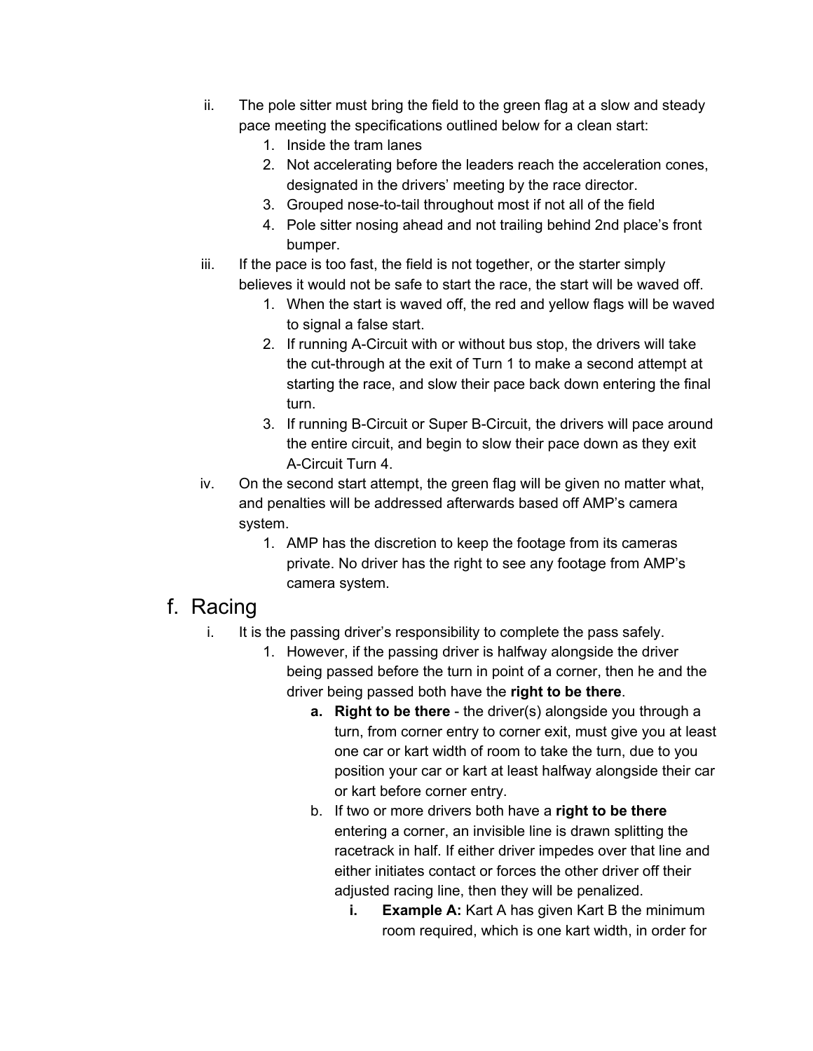ii. The pole sitter must bring the field to the green flag at a slow and steady pace meeting the specifications outlined below for a clean start:
    1. Inside the tram lanes
    2. Not accelerating before the leaders reach the acceleration cones, designated in the drivers' meeting by the race director.
    3. Grouped nose-to-tail throughout most if not all of the field
    4. Pole sitter nosing ahead and not trailing behind 2nd place's front bumper.

iii. If the pace is too fast, the field is not together, or the starter simply believes it would not be safe to start the race, the start will be waved off.
    1. When the start is waved off, the red and yellow flags will be waved to signal a false start.
    2. If running A-Circuit with or without bus stop, the drivers will take the cut-through at the exit of Turn 1 to make a second attempt at starting the race, and slow their pace back down entering the final turn.
    3. If running B-Circuit or Super B-Circuit, the drivers will pace around the entire circuit, and begin to slow their pace down as they exit A-Circuit Turn 4.

iv. On the second start attempt, the green flag will be given no matter what, and penalties will be addressed afterwards based off AMP's camera system.
    1. AMP has the discretion to keep the footage from its cameras private. No driver has the right to see any footage from AMP's camera system.

## f. Racing

i. It is the passing driver's responsibility to complete the pass safely.
    1. However, if the passing driver is halfway alongside the driver being passed before the turn in point of a corner, then he and the driver being passed both have the **right to be there**.
        a. **Right to be there** - the driver(s) alongside you through a turn, from corner entry to corner exit, must give you at least one car or kart width of room to take the turn, due to you position your car or kart at least halfway alongside their car or kart before corner entry.
        b. If two or more drivers both have a **right to be there** entering a corner, an invisible line is drawn splitting the racetrack in half. If either driver impedes over that line and either initiates contact or forces the other driver off their adjusted racing line, then they will be penalized.
            i. **Example A:** Kart A has given Kart B the minimum room required, which is one kart width, in order for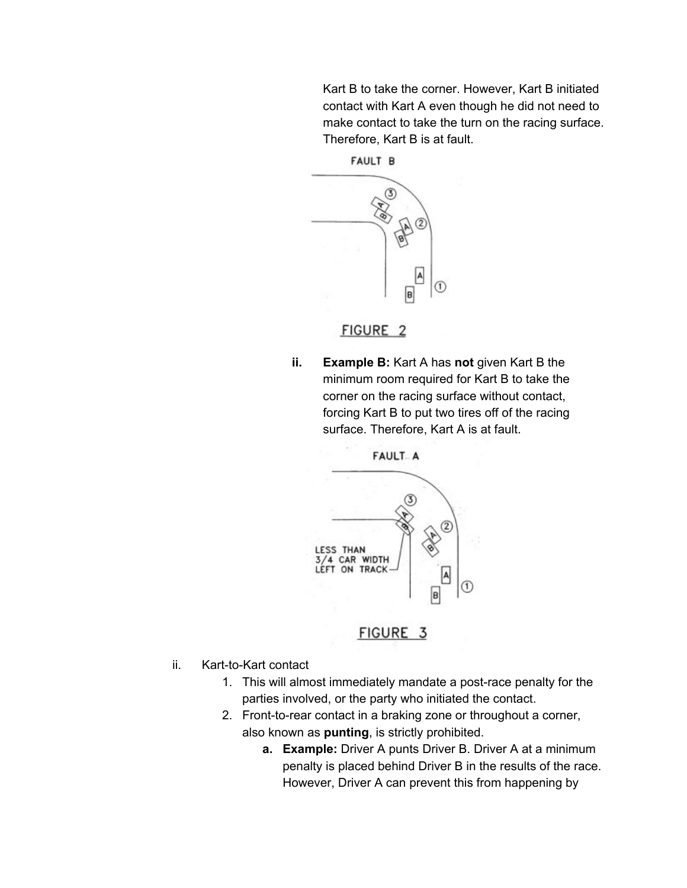Kart B to take the corner. However, Kart B initiated contact with Kart A even though he did not need to make contact to take the turn on the racing surface. Therefore, Kart B is at fault.

FAULT B

FIGURE 2

ii. **Example B:** Kart A has **not** given Kart B the minimum room required for Kart B to take the corner on the racing surface without contact, forcing Kart B to put two tires off of the racing surface. Therefore, Kart A is at fault.

FAULT A

LESS THAN 3/4 CAR WIDTH LEFT ON TRACK

FIGURE 3

ii. Kart-to-Kart contact
   1. This will almost immediately mandate a post-race penalty for the parties involved, or the party who initiated the contact.
   2. Front-to-rear contact in a braking zone or throughout a corner, also known as **punting**, is strictly prohibited.
      a. **Example:** Driver A punts Driver B. Driver A at a minimum penalty is placed behind Driver B in the results of the race. However, Driver A can prevent this from happening by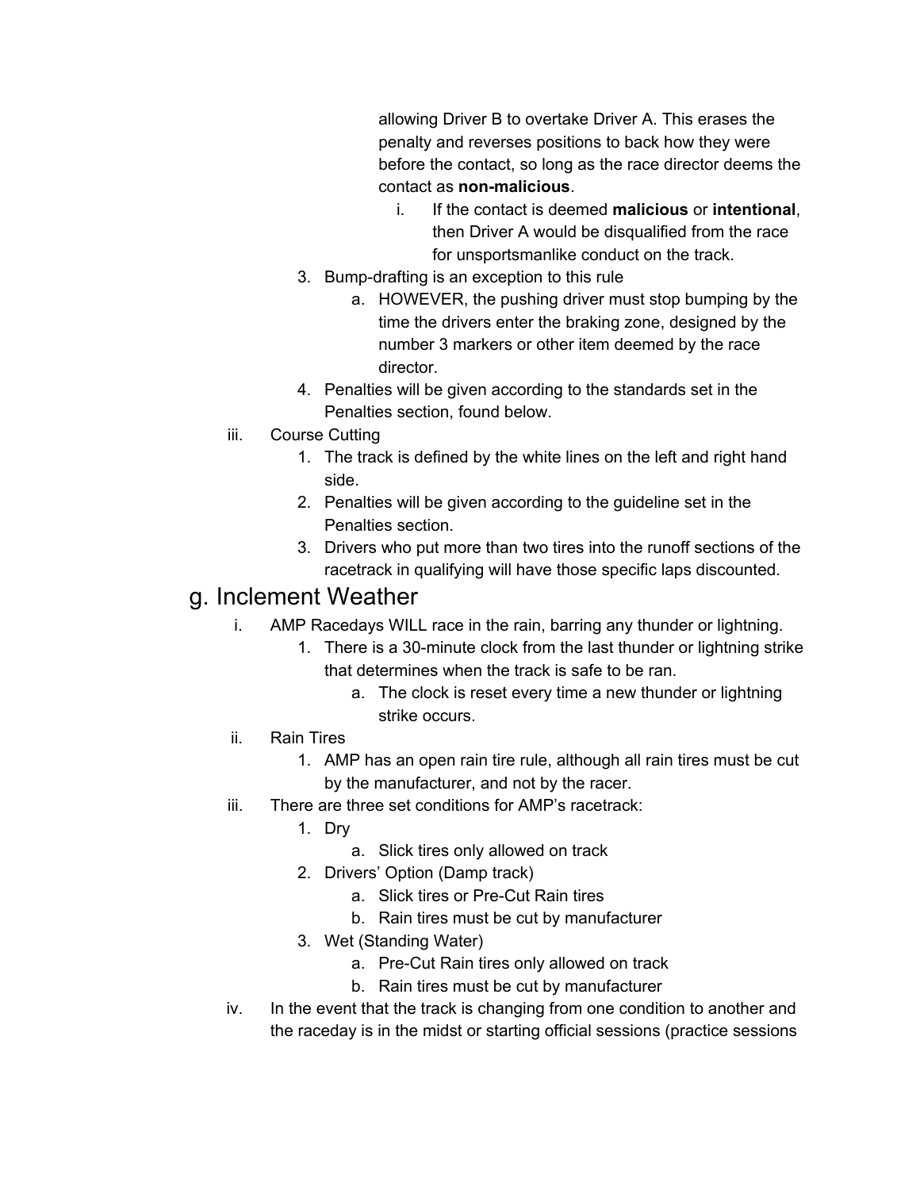allowing Driver B to overtake Driver A. This erases the penalty and reverses positions to back how they were before the contact, so long as the race director deems the contact as **non-malicious**.

   i. If the contact is deemed **malicious** or **intentional**, then Driver A would be disqualified from the race for unsportsmanlike conduct on the track.

3. Bump-drafting is an exception to this rule
   a. HOWEVER, the pushing driver must stop bumping by the time the drivers enter the braking zone, designed by the number 3 markers or other item deemed by the race director.
4. Penalties will be given according to the standards set in the Penalties section, found below.

iii. Course Cutting
1. The track is defined by the white lines on the left and right hand side.
2. Penalties will be given according to the guideline set in the Penalties section.
3. Drivers who put more than two tires into the runoff sections of the racetrack in qualifying will have those specific laps discounted.

## g. Inclement Weather

i. AMP Racedays WILL race in the rain, barring any thunder or lightning.
1. There is a 30-minute clock from the last thunder or lightning strike that determines when the track is safe to be ran.
   a. The clock is reset every time a new thunder or lightning strike occurs.

ii. Rain Tires
1. AMP has an open rain tire rule, although all rain tires must be cut by the manufacturer, and not by the racer.

iii. There are three set conditions for AMP's racetrack:
1. Dry
   a. Slick tires only allowed on track
2. Drivers' Option (Damp track)
   a. Slick tires or Pre-Cut Rain tires
   b. Rain tires must be cut by manufacturer
3. Wet (Standing Water)
   a. Pre-Cut Rain tires only allowed on track
   b. Rain tires must be cut by manufacturer

iv. In the event that the track is changing from one condition to another and the raceday is in the midst or starting official sessions (practice sessions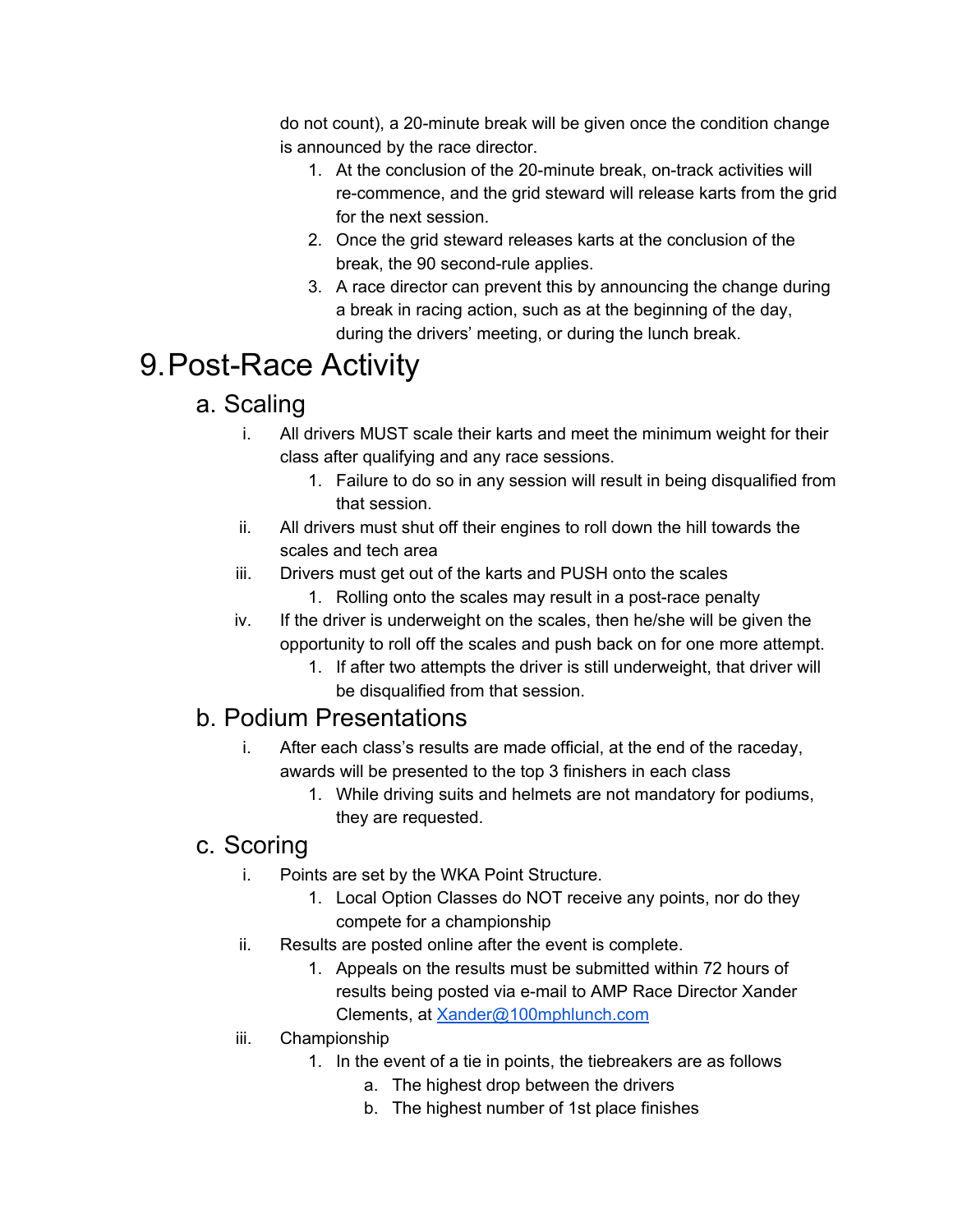do not count), a 20-minute break will be given once the condition change is announced by the race director.

1. At the conclusion of the 20-minute break, on-track activities will re-commence, and the grid steward will release karts from the grid for the next session.
2. Once the grid steward releases karts at the conclusion of the break, the 90 second-rule applies.
3. A race director can prevent this by announcing the change during a break in racing action, such as at the beginning of the day, during the drivers' meeting, or during the lunch break.

# 9. Post-Race Activity

## a. Scaling

i. All drivers MUST scale their karts and meet the minimum weight for their class after qualifying and any race sessions.
   1. Failure to do so in any session will result in being disqualified from that session.

ii. All drivers must shut off their engines to roll down the hill towards the scales and tech area

iii. Drivers must get out of the karts and PUSH onto the scales
   1. Rolling onto the scales may result in a post-race penalty

iv. If the driver is underweight on the scales, then he/she will be given the opportunity to roll off the scales and push back on for one more attempt.
   1. If after two attempts the driver is still underweight, that driver will be disqualified from that session.

## b. Podium Presentations

i. After each class's results are made official, at the end of the raceday, awards will be presented to the top 3 finishers in each class
   1. While driving suits and helmets are not mandatory for podiums, they are requested.

## c. Scoring

i. Points are set by the WKA Point Structure.
   1. Local Option Classes do NOT receive any points, nor do they compete for a championship

ii. Results are posted online after the event is complete.
   1. Appeals on the results must be submitted within 72 hours of results being posted via e-mail to AMP Race Director Xander Clements, at [Xander@100mphlunch.com](mailto:Xander@100mphlunch.com)

iii. Championship
   1. In the event of a tie in points, the tiebreakers are as follows
      a. The highest drop between the drivers
      b. The highest number of 1st place finishes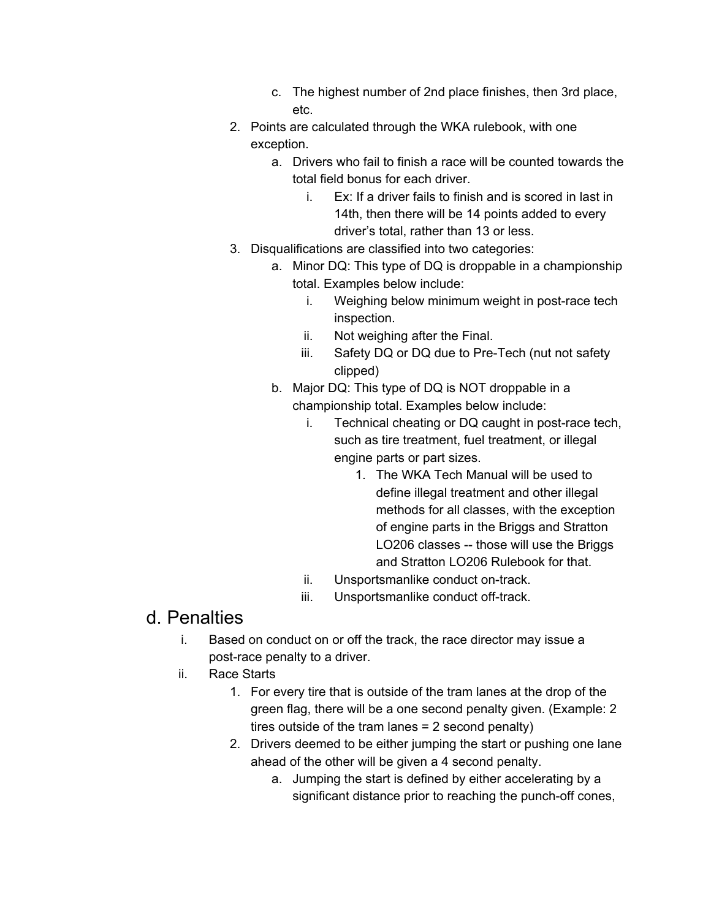c. The highest number of 2nd place finishes, then 3rd place, etc.

2. Points are calculated through the WKA rulebook, with one exception.
   a. Drivers who fail to finish a race will be counted towards the total field bonus for each driver.
      i. Ex: If a driver fails to finish and is scored in last in 14th, then there will be 14 points added to every driver's total, rather than 13 or less.
3. Disqualifications are classified into two categories:
   a. Minor DQ: This type of DQ is droppable in a championship total. Examples below include:
      i. Weighing below minimum weight in post-race tech inspection.
      ii. Not weighing after the Final.
      iii. Safety DQ or DQ due to Pre-Tech (nut not safety clipped)
   b. Major DQ: This type of DQ is NOT droppable in a championship total. Examples below include:
      i. Technical cheating or DQ caught in post-race tech, such as tire treatment, fuel treatment, or illegal engine parts or part sizes.
         1. The WKA Tech Manual will be used to define illegal treatment and other illegal methods for all classes, with the exception of engine parts in the Briggs and Stratton LO206 classes -- those will use the Briggs and Stratton LO206 Rulebook for that.
      ii. Unsportsmanlike conduct on-track.
      iii. Unsportsmanlike conduct off-track.

## d. Penalties

i. Based on conduct on or off the track, the race director may issue a post-race penalty to a driver.

ii. Race Starts
   1. For every tire that is outside of the tram lanes at the drop of the green flag, there will be a one second penalty given. (Example: 2 tires outside of the tram lanes = 2 second penalty)
   2. Drivers deemed to be either jumping the start or pushing one lane ahead of the other will be given a 4 second penalty.
      a. Jumping the start is defined by either accelerating by a significant distance prior to reaching the punch-off cones,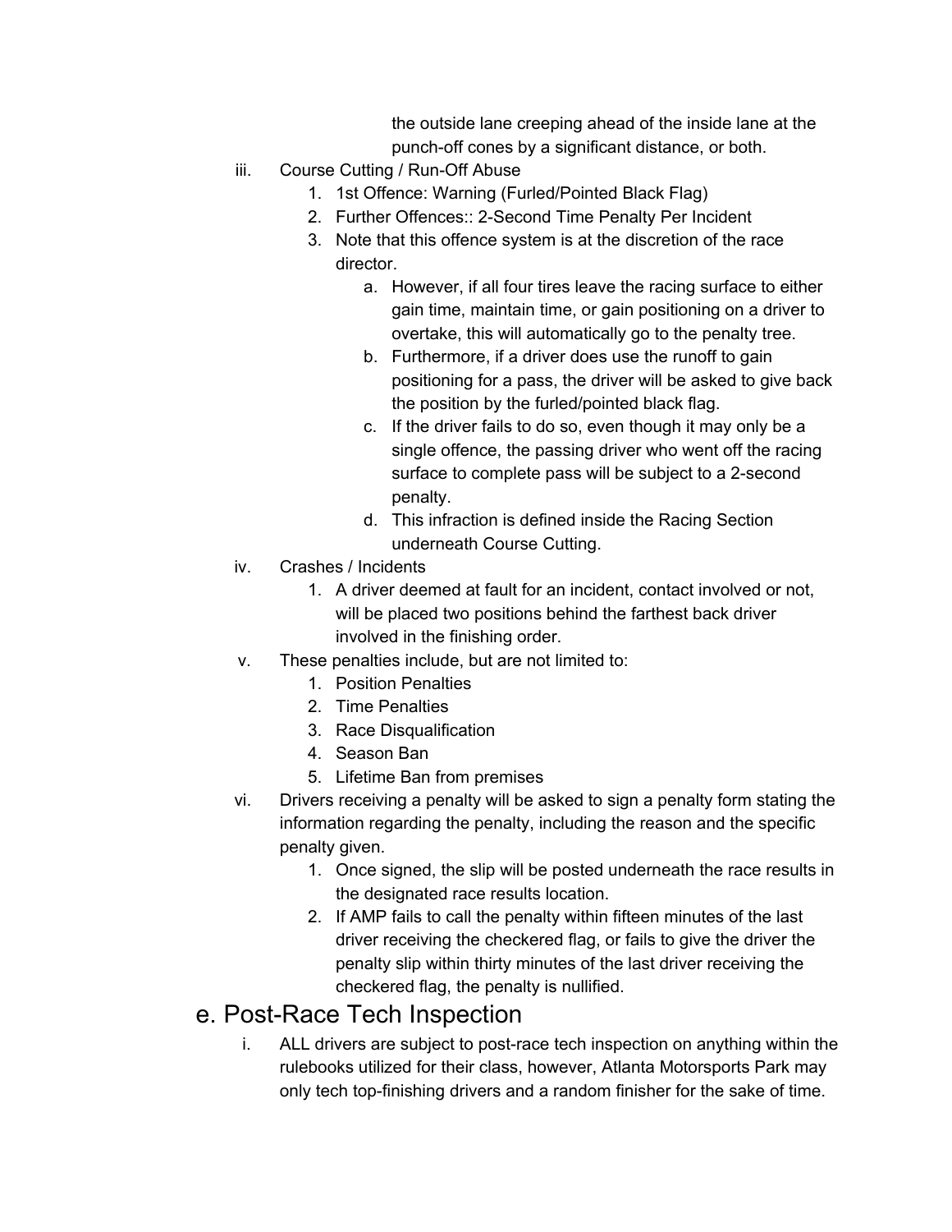the outside lane creeping ahead of the inside lane at the punch-off cones by a significant distance, or both.

iii. Course Cutting / Run-Off Abuse
   1. 1st Offence: Warning (Furled/Pointed Black Flag)
   2. Further Offences:: 2-Second Time Penalty Per Incident
   3. Note that this offence system is at the discretion of the race director.
      a. However, if all four tires leave the racing surface to either gain time, maintain time, or gain positioning on a driver to overtake, this will automatically go to the penalty tree.
      b. Furthermore, if a driver does use the runoff to gain positioning for a pass, the driver will be asked to give back the position by the furled/pointed black flag.
      c. If the driver fails to do so, even though it may only be a single offence, the passing driver who went off the racing surface to complete pass will be subject to a 2-second penalty.
      d. This infraction is defined inside the Racing Section underneath Course Cutting.

iv. Crashes / Incidents
   1. A driver deemed at fault for an incident, contact involved or not, will be placed two positions behind the farthest back driver involved in the finishing order.

v. These penalties include, but are not limited to:
   1. Position Penalties
   2. Time Penalties
   3. Race Disqualification
   4. Season Ban
   5. Lifetime Ban from premises

vi. Drivers receiving a penalty will be asked to sign a penalty form stating the information regarding the penalty, including the reason and the specific penalty given.
   1. Once signed, the slip will be posted underneath the race results in the designated race results location.
   2. If AMP fails to call the penalty within fifteen minutes of the last driver receiving the checkered flag, or fails to give the driver the penalty slip within thirty minutes of the last driver receiving the checkered flag, the penalty is nullified.

## e. Post-Race Tech Inspection

i. ALL drivers are subject to post-race tech inspection on anything within the rulebooks utilized for their class, however, Atlanta Motorsports Park may only tech top-finishing drivers and a random finisher for the sake of time.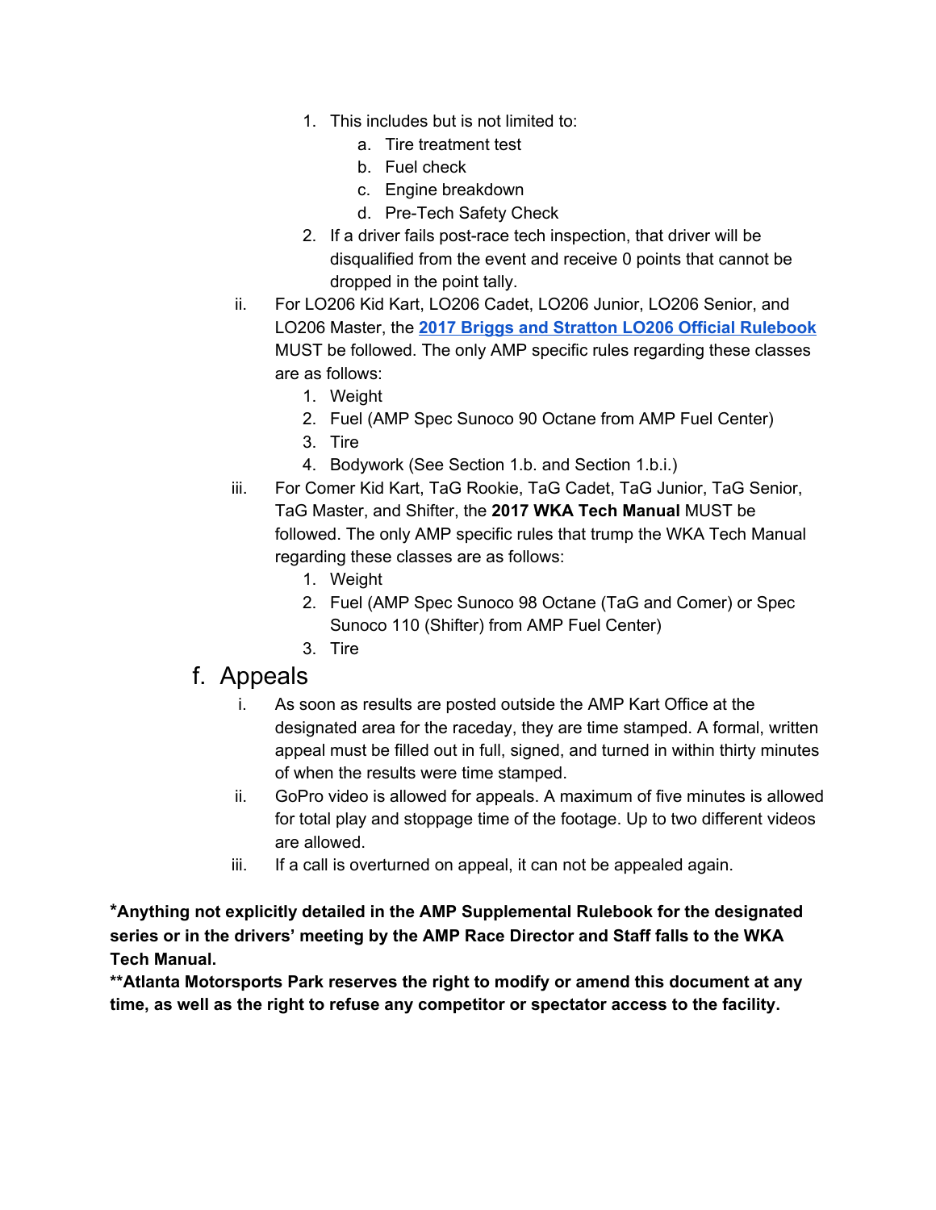1. This includes but is not limited to:
    a. Tire treatment test
    b. Fuel check
    c. Engine breakdown
    d. Pre-Tech Safety Check
2. If a driver fails post-race tech inspection, that driver will be disqualified from the event and receive 0 points that cannot be dropped in the point tally.

ii. For LO206 Kid Kart, LO206 Cadet, LO206 Junior, LO206 Senior, and LO206 Master, the [**2017 Briggs and Stratton LO206 Official Rulebook**]() MUST be followed. The only AMP specific rules regarding these classes are as follows:
1. Weight
2. Fuel (AMP Spec Sunoco 90 Octane from AMP Fuel Center)
3. Tire
4. Bodywork (See Section 1.b. and Section 1.b.i.)

iii. For Comer Kid Kart, TaG Rookie, TaG Cadet, TaG Junior, TaG Senior, TaG Master, and Shifter, the **2017 WKA Tech Manual** MUST be followed. The only AMP specific rules that trump the WKA Tech Manual regarding these classes are as follows:
1. Weight
2. Fuel (AMP Spec Sunoco 98 Octane (TaG and Comer) or Spec Sunoco 110 (Shifter) from AMP Fuel Center)
3. Tire

## f. Appeals

i. As soon as results are posted outside the AMP Kart Office at the designated area for the raceday, they are time stamped. A formal, written appeal must be filled out in full, signed, and turned in within thirty minutes of when the results were time stamped.

ii. GoPro video is allowed for appeals. A maximum of five minutes is allowed for total play and stoppage time of the footage. Up to two different videos are allowed.

iii. If a call is overturned on appeal, it can not be appealed again.

**\*Anything not explicitly detailed in the AMP Supplemental Rulebook for the designated series or in the drivers' meeting by the AMP Race Director and Staff falls to the WKA Tech Manual.**

**\*\*Atlanta Motorsports Park reserves the right to modify or amend this document at any time, as well as the right to refuse any competitor or spectator access to the facility.**